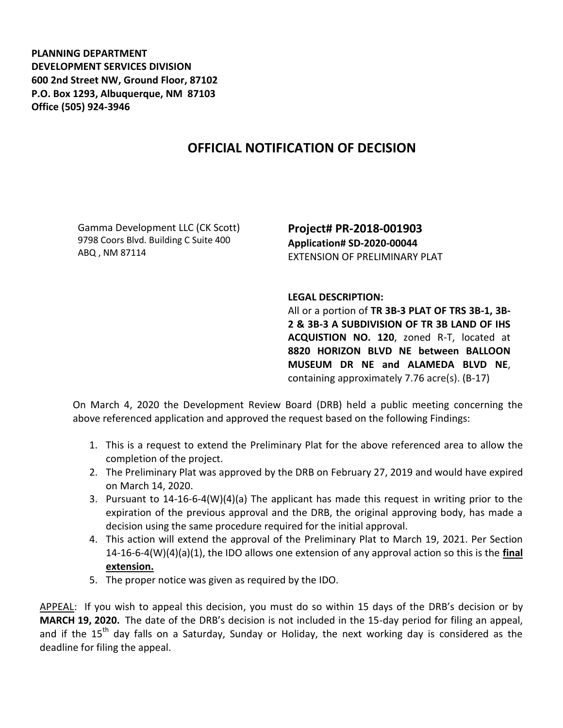**PLANNING DEPARTMENT**
**DEVELOPMENT SERVICES DIVISION**
**600 2nd Street NW, Ground Floor, 87102**
**P.O. Box 1293, Albuquerque, NM 87103**
**Office (505) 924-3946**

# OFFICIAL NOTIFICATION OF DECISION

Gamma Development LLC (CK Scott)
9798 Coors Blvd. Building C Suite 400
ABQ , NM 87114

**Project# PR-2018-001903**
**Application# SD-2020-00044**
EXTENSION OF PRELIMINARY PLAT

**LEGAL DESCRIPTION:**
All or a portion of **TR 3B-3 PLAT OF TRS 3B-1, 3B-2 & 3B-3 A SUBDIVISION OF TR 3B LAND OF IHS ACQUISTION NO. 120**, zoned R-T, located at **8820 HORIZON BLVD NE between BALLOON MUSEUM DR NE and ALAMEDA BLVD NE**, containing approximately 7.76 acre(s). (B-17)

On March 4, 2020 the Development Review Board (DRB) held a public meeting concerning the above referenced application and approved the request based on the following Findings:

1. This is a request to extend the Preliminary Plat for the above referenced area to allow the completion of the project.
2. The Preliminary Plat was approved by the DRB on February 27, 2019 and would have expired on March 14, 2020.
3. Pursuant to 14-16-6-4(W)(4)(a) The applicant has made this request in writing prior to the expiration of the previous approval and the DRB, the original approving body, has made a decision using the same procedure required for the initial approval.
4. This action will extend the approval of the Preliminary Plat to March 19, 2021. Per Section 14-16-6-4(W)(4)(a)(1), the IDO allows one extension of any approval action so this is the **final extension.**
5. The proper notice was given as required by the IDO.

APPEAL: If you wish to appeal this decision, you must do so within 15 days of the DRB's decision or by **MARCH 19, 2020.** The date of the DRB's decision is not included in the 15-day period for filing an appeal, and if the 15th day falls on a Saturday, Sunday or Holiday, the next working day is considered as the deadline for filing the appeal.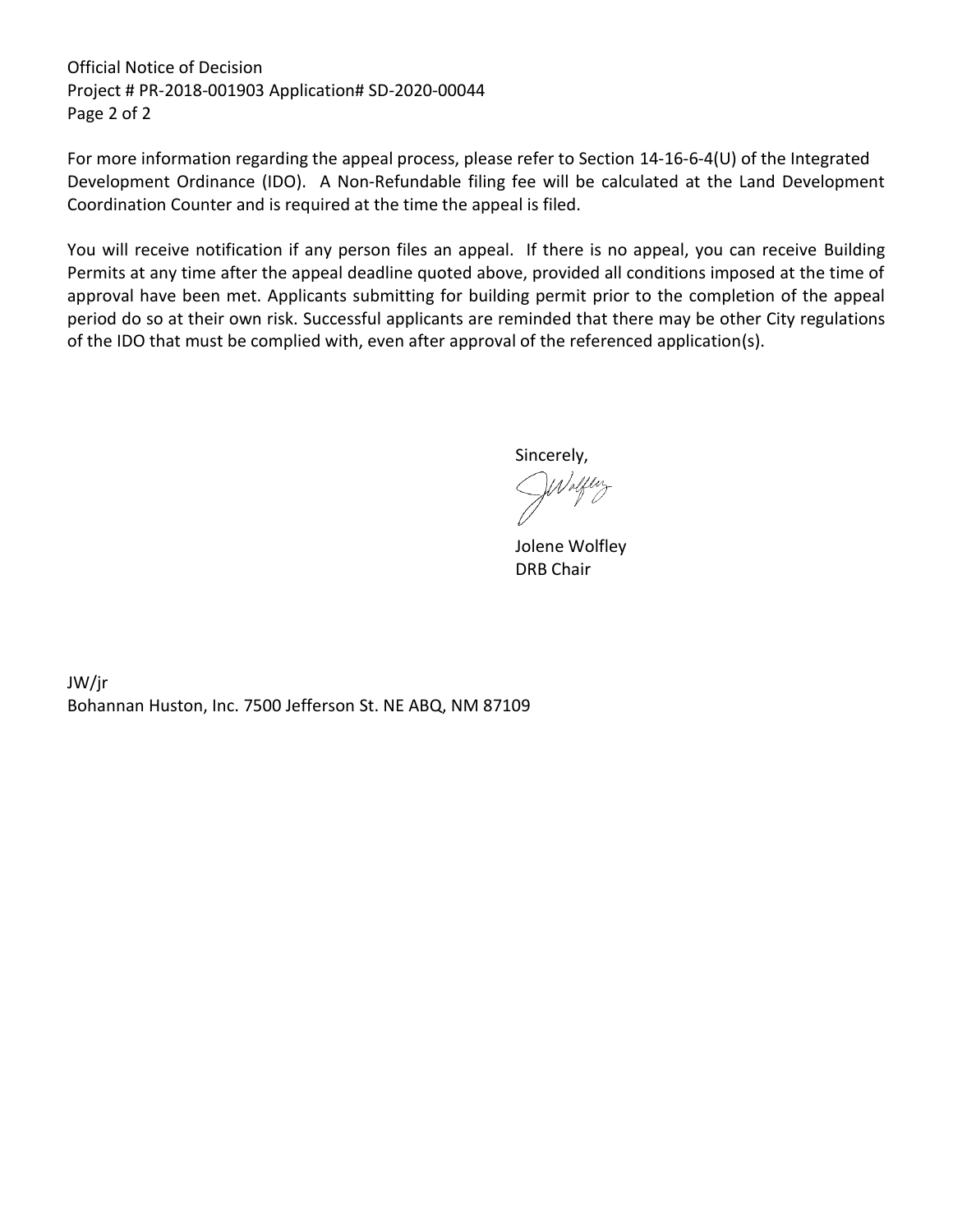For more information regarding the appeal process, please refer to Section 14-16-6-4(U) of the Integrated Development Ordinance (IDO). A Non-Refundable filing fee will be calculated at the Land Development Coordination Counter and is required at the time the appeal is filed.

You will receive notification if any person files an appeal. If there is no appeal, you can receive Building Permits at any time after the appeal deadline quoted above, provided all conditions imposed at the time of approval have been met. Applicants submitting for building permit prior to the completion of the appeal period do so at their own risk. Successful applicants are reminded that there may be other City regulations of the IDO that must be complied with, even after approval of the referenced application(s).

Sincerely,

Jolene Wolfley
DRB Chair

JW/jr
Bohannan Huston, Inc. 7500 Jefferson St. NE ABQ, NM 87109